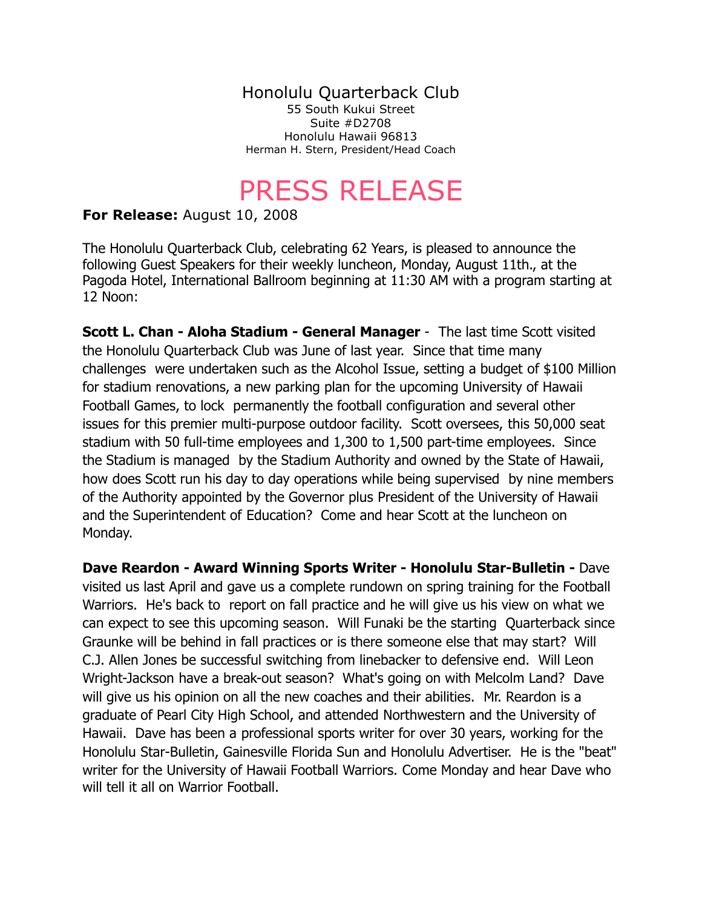Honolulu Quarterback Club
55 South Kukui Street
Suite #D2708
Honolulu Hawaii 96813
Herman H. Stern, President/Head Coach

# PRESS RELEASE

**For Release:** August 10, 2008

The Honolulu Quarterback Club, celebrating 62 Years, is pleased to announce the following Guest Speakers for their weekly luncheon, Monday, August 11th., at the Pagoda Hotel, International Ballroom beginning at 11:30 AM with a program starting at 12 Noon:

**Scott L. Chan - Aloha Stadium - General Manager** - The last time Scott visited the Honolulu Quarterback Club was June of last year. Since that time many challenges were undertaken such as the Alcohol Issue, setting a budget of $100 Million for stadium renovations, a new parking plan for the upcoming University of Hawaii Football Games, to lock permanently the football configuration and several other issues for this premier multi-purpose outdoor facility. Scott oversees, this 50,000 seat stadium with 50 full-time employees and 1,300 to 1,500 part-time employees. Since the Stadium is managed by the Stadium Authority and owned by the State of Hawaii, how does Scott run his day to day operations while being supervised by nine members of the Authority appointed by the Governor plus President of the University of Hawaii and the Superintendent of Education? Come and hear Scott at the luncheon on Monday.

**Dave Reardon - Award Winning Sports Writer - Honolulu Star-Bulletin -** Dave visited us last April and gave us a complete rundown on spring training for the Football Warriors. He's back to report on fall practice and he will give us his view on what we can expect to see this upcoming season. Will Funaki be the starting Quarterback since Graunke will be behind in fall practices or is there someone else that may start? Will C.J. Allen Jones be successful switching from linebacker to defensive end. Will Leon Wright-Jackson have a break-out season? What's going on with Melcolm Land? Dave will give us his opinion on all the new coaches and their abilities. Mr. Reardon is a graduate of Pearl City High School, and attended Northwestern and the University of Hawaii. Dave has been a professional sports writer for over 30 years, working for the Honolulu Star-Bulletin, Gainesville Florida Sun and Honolulu Advertiser. He is the "beat" writer for the University of Hawaii Football Warriors. Come Monday and hear Dave who will tell it all on Warrior Football.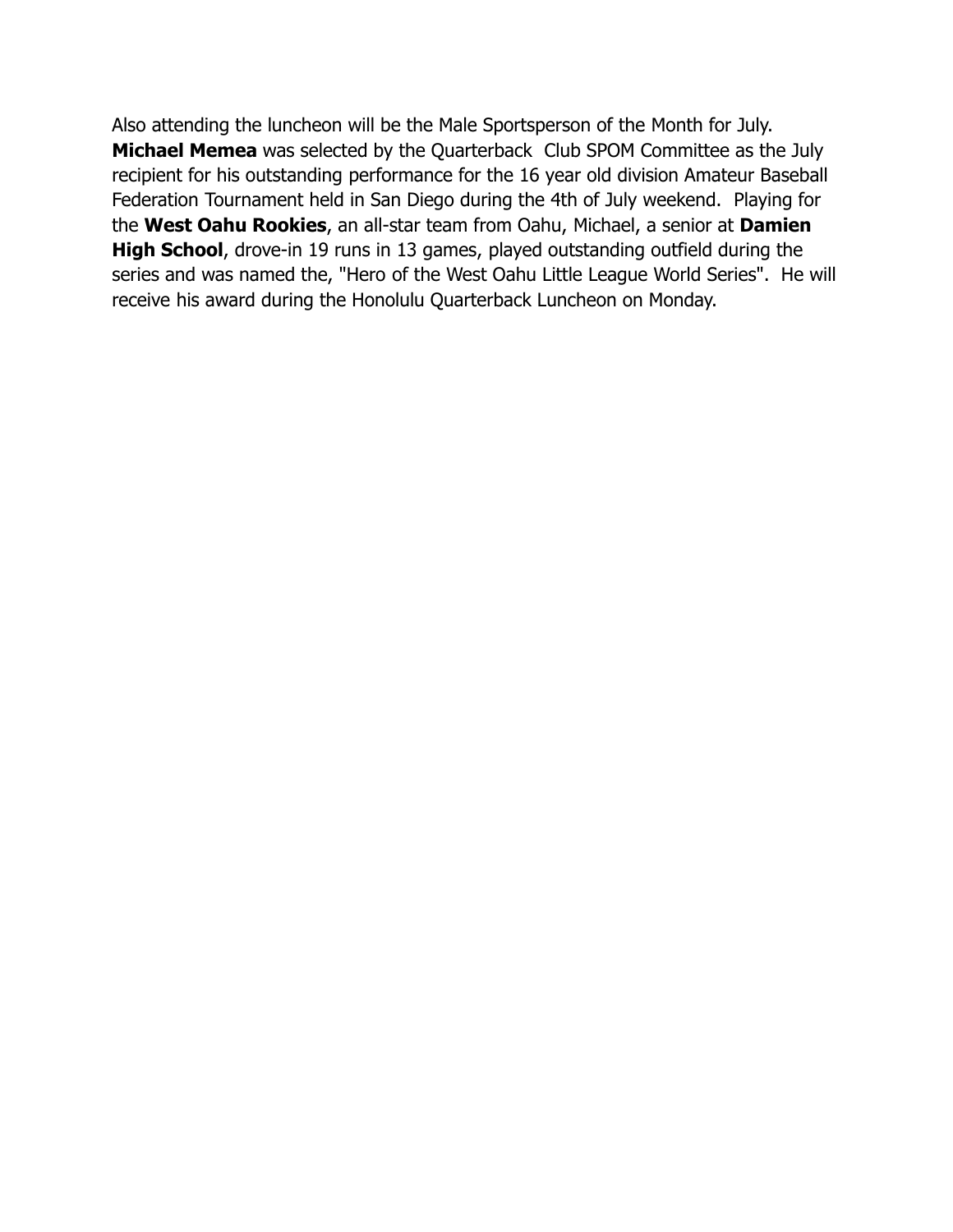Also attending the luncheon will be the Male Sportsperson of the Month for July. **Michael Memea** was selected by the Quarterback Club SPOM Committee as the July recipient for his outstanding performance for the 16 year old division Amateur Baseball Federation Tournament held in San Diego during the 4th of July weekend. Playing for the **West Oahu Rookies**, an all-star team from Oahu, Michael, a senior at **Damien High School**, drove-in 19 runs in 13 games, played outstanding outfield during the series and was named the, "Hero of the West Oahu Little League World Series". He will receive his award during the Honolulu Quarterback Luncheon on Monday.